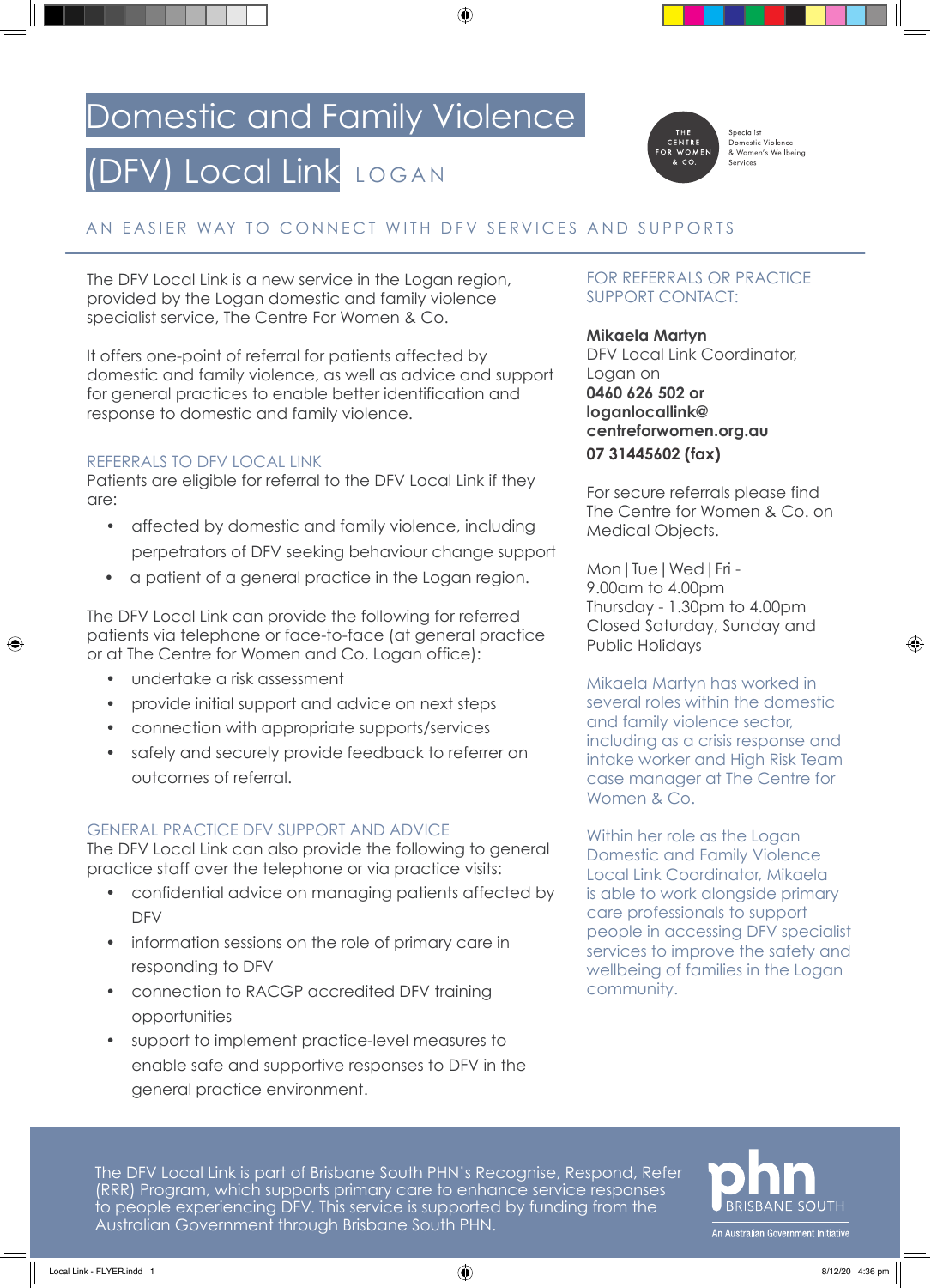# Domestic and Family Violence (DFV) Local Link LOGAN

THE CENTRE FOR WOMEN & CO.

Specialist Domestic Violence & Women's Wellbeing Services

## AN EASIER WAY TO CONNECT WITH DFV SERVICES AND SUPPORTS

The DFV Local Link is a new service in the Logan region, provided by the Logan domestic and family violence specialist service, The Centre For Women & Co.

It offers one-point of referral for patients affected by domestic and family violence, as well as advice and support for general practices to enable better identification and response to domestic and family violence.

### REFERRALS TO DFV LOCAL LINK

Patients are eligible for referral to the DFV Local Link if they are:

- affected by domestic and family violence, including perpetrators of DFV seeking behaviour change support
- a patient of a general practice in the Logan region.

The DFV Local Link can provide the following for referred patients via telephone or face-to-face (at general practice or at The Centre for Women and Co. Logan office):

- undertake a risk assessment
- provide initial support and advice on next steps
- connection with appropriate supports/services
- safely and securely provide feedback to referrer on outcomes of referral.

### GENERAL PRACTICE DFV SUPPORT AND ADVICE

The DFV Local Link can also provide the following to general practice staff over the telephone or via practice visits:

- confidential advice on managing patients affected by DFV
- information sessions on the role of primary care in responding to DFV
- connection to RACGP accredited DFV training opportunities
- support to implement practice-level measures to enable safe and supportive responses to DFV in the general practice environment.

### FOR REFERRALS OR PRACTICE SUPPORT CONTACT:

**Mikaela Martyn**
DFV Local Link Coordinator, Logan on
**0460 626 502 or loganlocallink@centreforwomen.org.au**
**07 31445602 (fax)**

For secure referrals please find The Centre for Women & Co. on Medical Objects.

Mon | Tue | Wed | Fri -
9.00am to 4.00pm
Thursday - 1.30pm to 4.00pm
Closed Saturday, Sunday and Public Holidays

Mikaela Martyn has worked in several roles within the domestic and family violence sector, including as a crisis response and intake worker and High Risk Team case manager at The Centre for Women & Co.

Within her role as the Logan Domestic and Family Violence Local Link Coordinator, Mikaela is able to work alongside primary care professionals to support people in accessing DFV specialist services to improve the safety and wellbeing of families in the Logan community.

The DFV Local Link is part of Brisbane South PHN's Recognise, Respond, Refer (RRR) Program, which supports primary care to enhance service responses to people experiencing DFV. This service is supported by funding from the Australian Government through Brisbane South PHN.

phn BRISBANE SOUTH
An Australian Government Initiative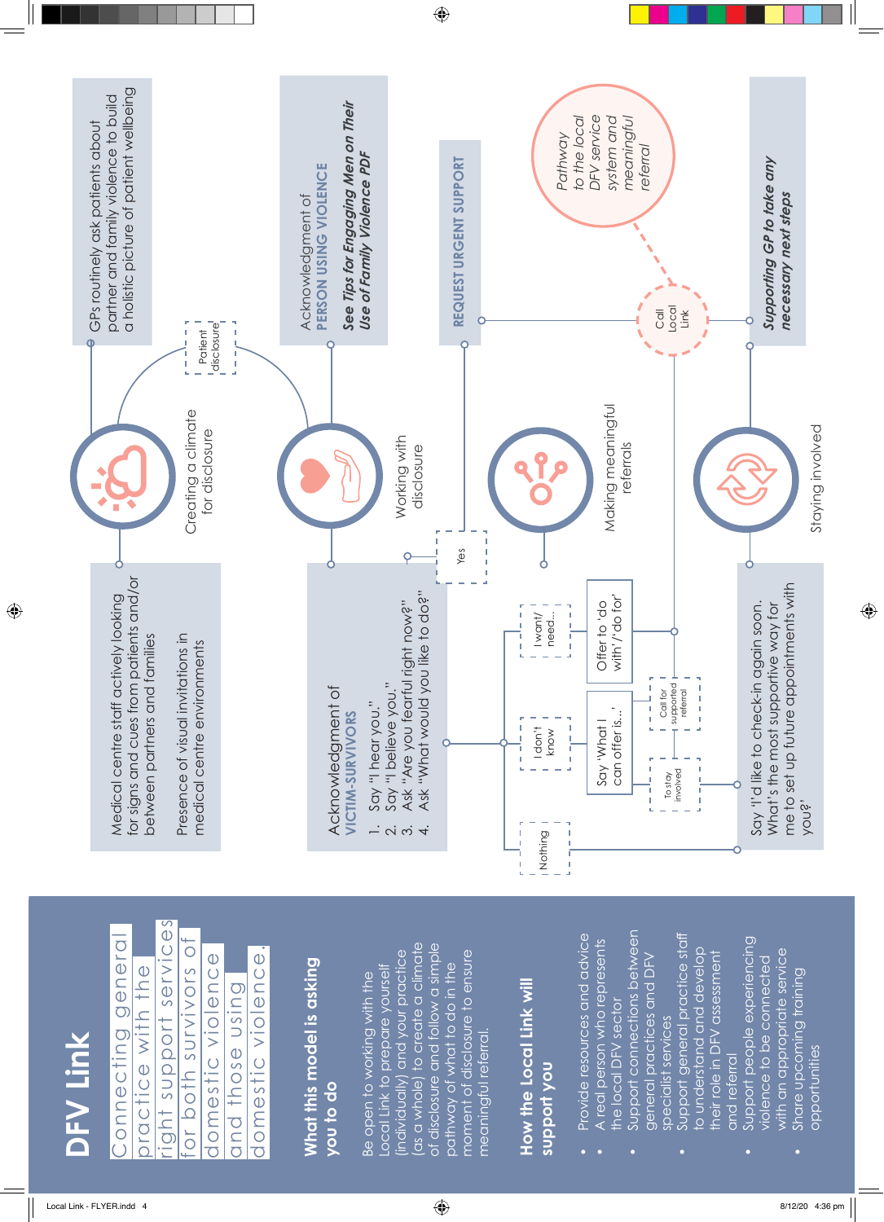# DFV Link

Connecting general practice with the right support services for both survivors of domestic violence and those using domestic violence.

## What this model is asking you to do

Be open to working with the Local Link to prepare yourself (individually) and your practice (as a whole) to create a climate of disclosure and follow a simple pathway of what to do in the moment of disclosure to ensure meaningful referral.

## How the Local Link will support you

- Provide resources and advice
- A real person who represents the local DFV sector
- Support connections between general practices and DFV specialist services
- Support general practice staff to understand and develop their role in DFV assessment and referral
- Support people experiencing violence to be connected with an appropriate service
- Share upcoming training opportunities

## Creating a climate for disclosure

Medical centre staff actively looking for signs and cues from patients and/or between partners and families

Presence of visual invitations in medical centre environments

GPs routinely ask patients about partner and family violence to build a holistic picture of patient wellbeing

Patient disclosure

## Working with disclosure

Acknowledgment of **VICTIM-SURVIVORS**

1. Say "I hear you."
2. Say "I believe you."
3. Ask "Are you fearful right now?"
4. Ask "What would you like to do?"

Acknowledgment of **PERSON USING VIOLENCE**

***See Tips for Engaging Men on Their Use of Family Violence PDF***

Yes → **REQUEST URGENT SUPPORT**

## Making meaningful referrals

Nothing

I don't know → Say 'What I can offer is...'

I want/need... → Offer to 'do with'/'do for'

To stay involved

Call for supported referral

Call Local Link

*Pathway to the local DFV service system and meaningful referral*

## Staying involved

Say "I'd like to check-in again soon. What's the most supportive way for me to set up future appointments with you?"

***Supporting GP to take any necessary next steps***